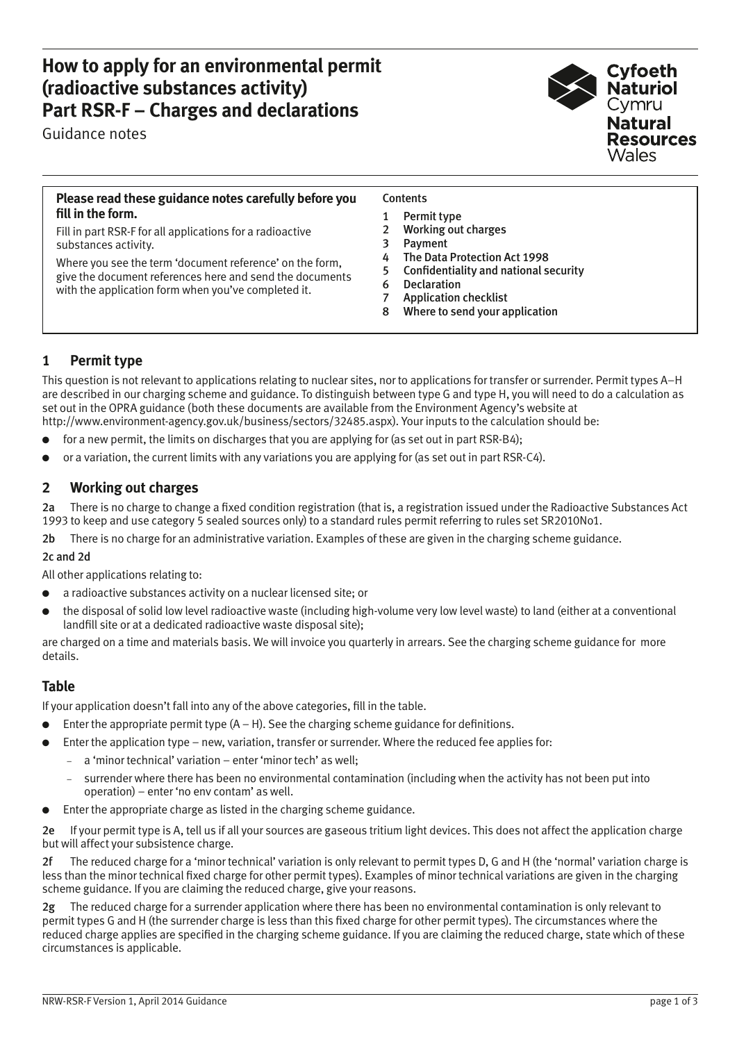# How to apply for an environmental permit (radioactive substances activity) Part RSR-F – Charges and declarations

Guidance notes

Cyfoeth Naturiol Cymru
Natural Resources Wales

**Please read these guidance notes carefully before you fill in the form.**

Fill in part RSR-F for all applications for a radioactive substances activity.

Where you see the term 'document reference' on the form, give the document references here and send the documents with the application form when you've completed it.

Contents

1. Permit type
2. Working out charges
3. Payment
4. The Data Protection Act 1998
5. Confidentiality and national security
6. Declaration
7. Application checklist
8. Where to send your application

## 1 Permit type

This question is not relevant to applications relating to nuclear sites, nor to applications for transfer or surrender. Permit types A–H are described in our charging scheme and guidance. To distinguish between type G and type H, you will need to do a calculation as set out in the OPRA guidance (both these documents are available from the Environment Agency's website at http://www.environment-agency.gov.uk/business/sectors/32485.aspx). Your inputs to the calculation should be:

- for a new permit, the limits on discharges that you are applying for (as set out in part RSR-B4);
- or a variation, the current limits with any variations you are applying for (as set out in part RSR-C4).

## 2 Working out charges

**2a** There is no charge to change a fixed condition registration (that is, a registration issued under the Radioactive Substances Act 1993 to keep and use category 5 sealed sources only) to a standard rules permit referring to rules set SR2010No1.

**2b** There is no charge for an administrative variation. Examples of these are given in the charging scheme guidance.

**2c and 2d**

All other applications relating to:

- a radioactive substances activity on a nuclear licensed site; or
- the disposal of solid low level radioactive waste (including high-volume very low level waste) to land (either at a conventional landfill site or at a dedicated radioactive waste disposal site);

are charged on a time and materials basis. We will invoice you quarterly in arrears. See the charging scheme guidance for more details.

## Table

If your application doesn't fall into any of the above categories, fill in the table.

- Enter the appropriate permit type (A – H). See the charging scheme guidance for definitions.
- Enter the application type – new, variation, transfer or surrender. Where the reduced fee applies for:
  - a 'minor technical' variation – enter 'minor tech' as well;
  - surrender where there has been no environmental contamination (including when the activity has not been put into operation) – enter 'no env contam' as well.
- Enter the appropriate charge as listed in the charging scheme guidance.

**2e** If your permit type is A, tell us if all your sources are gaseous tritium light devices. This does not affect the application charge but will affect your subsistence charge.

**2f** The reduced charge for a 'minor technical' variation is only relevant to permit types D, G and H (the 'normal' variation charge is less than the minor technical fixed charge for other permit types). Examples of minor technical variations are given in the charging scheme guidance. If you are claiming the reduced charge, give your reasons.

**2g** The reduced charge for a surrender application where there has been no environmental contamination is only relevant to permit types G and H (the surrender charge is less than this fixed charge for other permit types). The circumstances where the reduced charge applies are specified in the charging scheme guidance. If you are claiming the reduced charge, state which of these circumstances is applicable.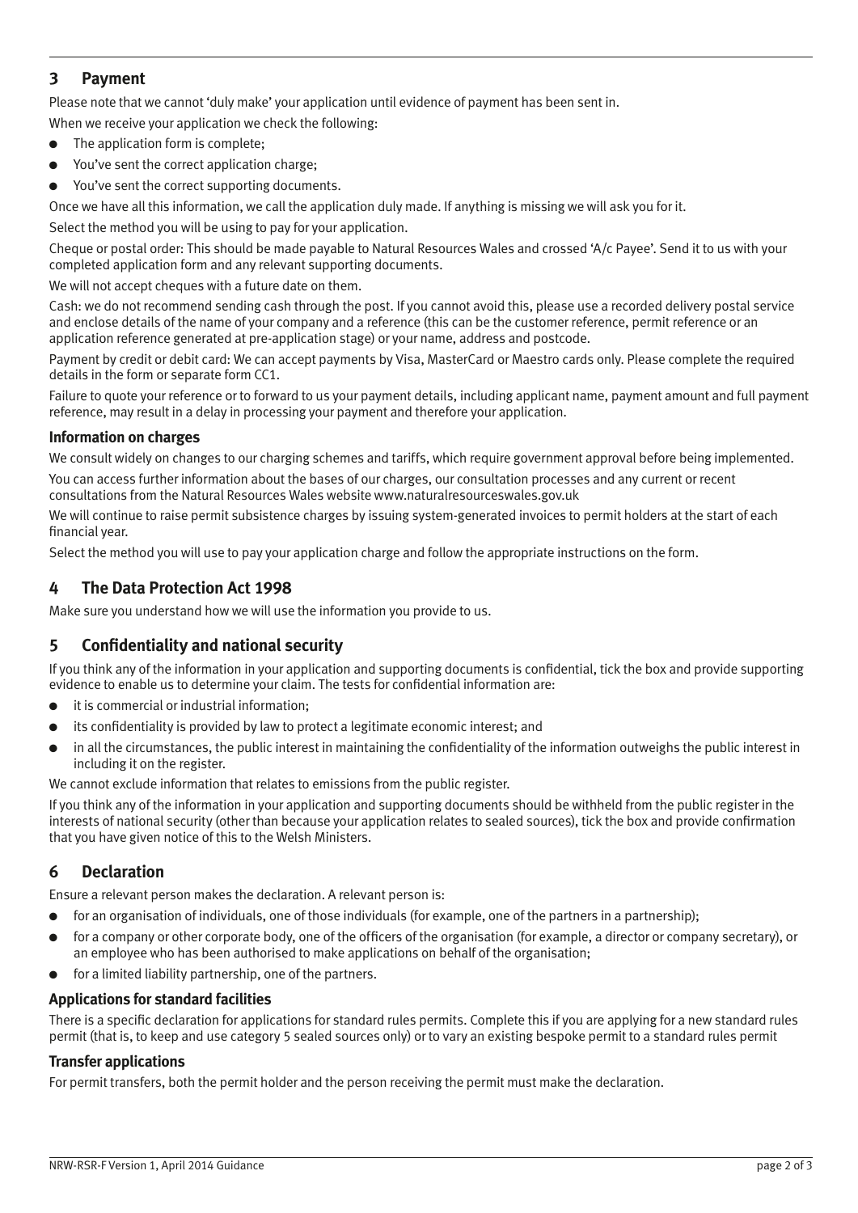## 3 Payment

Please note that we cannot 'duly make' your application until evidence of payment has been sent in.

When we receive your application we check the following:

- The application form is complete;
- You've sent the correct application charge;
- You've sent the correct supporting documents.

Once we have all this information, we call the application duly made. If anything is missing we will ask you for it.

Select the method you will be using to pay for your application.

Cheque or postal order: This should be made payable to Natural Resources Wales and crossed 'A/c Payee'. Send it to us with your completed application form and any relevant supporting documents.

We will not accept cheques with a future date on them.

Cash: we do not recommend sending cash through the post. If you cannot avoid this, please use a recorded delivery postal service and enclose details of the name of your company and a reference (this can be the customer reference, permit reference or an application reference generated at pre-application stage) or your name, address and postcode.

Payment by credit or debit card: We can accept payments by Visa, MasterCard or Maestro cards only. Please complete the required details in the form or separate form CC1.

Failure to quote your reference or to forward to us your payment details, including applicant name, payment amount and full payment reference, may result in a delay in processing your payment and therefore your application.

### Information on charges

We consult widely on changes to our charging schemes and tariffs, which require government approval before being implemented.

You can access further information about the bases of our charges, our consultation processes and any current or recent consultations from the Natural Resources Wales website www.naturalresourceswales.gov.uk

We will continue to raise permit subsistence charges by issuing system-generated invoices to permit holders at the start of each financial year.

Select the method you will use to pay your application charge and follow the appropriate instructions on the form.

## 4 The Data Protection Act 1998

Make sure you understand how we will use the information you provide to us.

## 5 Confidentiality and national security

If you think any of the information in your application and supporting documents is confidential, tick the box and provide supporting evidence to enable us to determine your claim. The tests for confidential information are:

- it is commercial or industrial information;
- its confidentiality is provided by law to protect a legitimate economic interest; and
- in all the circumstances, the public interest in maintaining the confidentiality of the information outweighs the public interest in including it on the register.

We cannot exclude information that relates to emissions from the public register.

If you think any of the information in your application and supporting documents should be withheld from the public register in the interests of national security (other than because your application relates to sealed sources), tick the box and provide confirmation that you have given notice of this to the Welsh Ministers.

## 6 Declaration

Ensure a relevant person makes the declaration. A relevant person is:

- for an organisation of individuals, one of those individuals (for example, one of the partners in a partnership);
- for a company or other corporate body, one of the officers of the organisation (for example, a director or company secretary), or an employee who has been authorised to make applications on behalf of the organisation;
- for a limited liability partnership, one of the partners.

### Applications for standard facilities

There is a specific declaration for applications for standard rules permits. Complete this if you are applying for a new standard rules permit (that is, to keep and use category 5 sealed sources only) or to vary an existing bespoke permit to a standard rules permit

### Transfer applications

For permit transfers, both the permit holder and the person receiving the permit must make the declaration.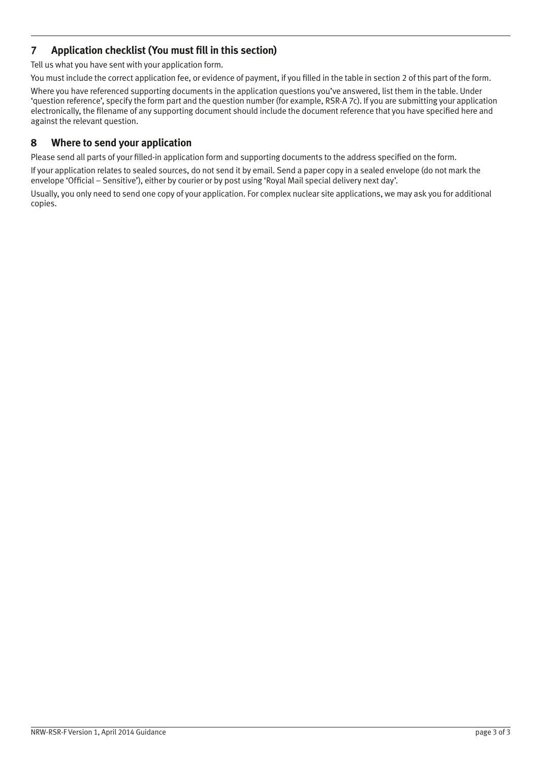## 7 Application checklist (You must fill in this section)

Tell us what you have sent with your application form.

You must include the correct application fee, or evidence of payment, if you filled in the table in section 2 of this part of the form.

Where you have referenced supporting documents in the application questions you've answered, list them in the table. Under 'question reference', specify the form part and the question number (for example, RSR-A 7c). If you are submitting your application electronically, the filename of any supporting document should include the document reference that you have specified here and against the relevant question.

## 8 Where to send your application

Please send all parts of your filled-in application form and supporting documents to the address specified on the form.

If your application relates to sealed sources, do not send it by email. Send a paper copy in a sealed envelope (do not mark the envelope 'Official – Sensitive'), either by courier or by post using 'Royal Mail special delivery next day'.

Usually, you only need to send one copy of your application. For complex nuclear site applications, we may ask you for additional copies.